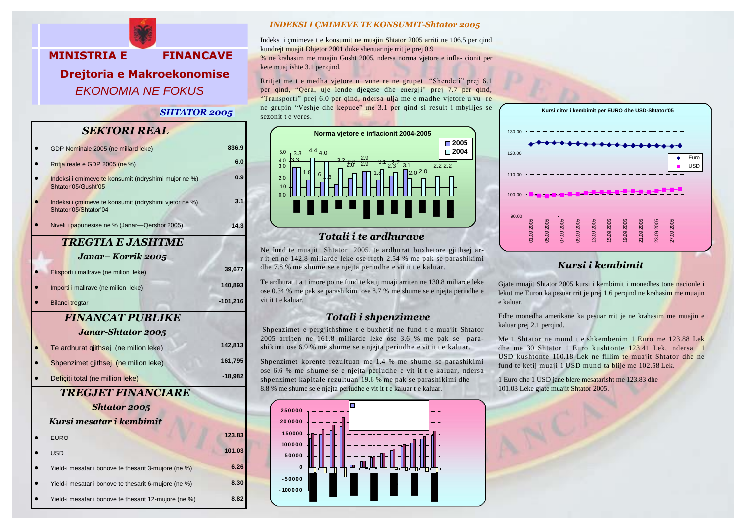# MINISTRIA E FINANCAVE

## Drejtoria e Makroekonomise

*EKONOMIA NE FOKUS*

***SHTATOR 2005***

## SEKTORI REAL

| | |
|---|---|
| GDP Nominale 2005 (ne miliard leke) | 836.9 |
| Rritja reale e GDP 2005 (ne %) | 6.0 |
| Indeksi i çmimeve te konsumit (ndryshimi mujor ne %) Shtator'05/Gusht'05 | 0.9 |
| Indeksi i çmimeve te konsumit (ndryshimi vjetor ne %) Shtator'05/Shtator'04 | 3.1 |
| Niveli i papunesise ne % (Janar—Qershor 2005) | 14.3 |

## TREGTIA E JASHTME

### Janar– Korrik 2005

| | |
|---|---|
| Eksporti i mallrave (ne milion leke) | 39,677 |
| Importi i mallrave (ne milion leke) | 140,893 |
| Bilanci tregtar | -101,216 |

## FINANCAT PUBLIKE

### Janar-Shtator 2005

| | |
|---|---|
| Te ardhurat gjithsej (ne milion leke) | 142,813 |
| Shpenzimet gjithsej (ne milion leke) | 161,795 |
| Deficiti total (ne million leke) | -18,982 |

## TREGJET FINANCIARE

### Shtator 2005

*Kursi mesatar i kembimit*

| | |
|---|---|
| EURO | 123.83 |
| USD | 101.03 |
| Yield-i mesatar i bonove te thesarit 3-mujore (ne %) | 6.26 |
| Yield-i mesatar i bonove te thesarit 6-mujore (ne %) | 8.30 |
| Yield-i mesatar i bonove te thesarit 12-mujore (ne %) | 8.82 |

## *INDEKSI I ÇMIMEVE TE KONSUMIT-Shtator 2005*

Indeksi i çmimeve t e konsumit ne muajin Shtator 2005 arriti ne 106.5 per qind kundrejt muajit Dhjetor 2001 duke shenuar nje rrit je prej 0.9 % ne krahasim me muajin Gusht 2005, ndersa norma vjetore e infla- cionit per kete muaj ishte 3.1 per qind.

Rritjet me t e medha vjetore u vune re ne grupet "Shendeti" prej 6.1 per qind, "Qera, uje lende djegese dhe energji" prej 7.7 per qind, "Transporti" prej 6.0 per qind, ndersa ulja me e madhe vjetore u vu re ne grupin "Veshje dhe kepuce" me 3.1 per qind si result i mbylljes se sezonit t e veres.

**Norma vjetore e inflacionit 2004-2005**

Legend: 2005, 2004

## *Totali i te ardhurave*

Ne fund te muajit Shtator 2005, te ardhurat buxhetore gjithsej ar- r it en ne 142.8 miliarde leke ose rreth 2.54 % me pak se parashikimi dhe 7.8 % me shume se e njejta periudhe e vit it t e kaluar.

Te ardhurat t a t imore po ne fund te ketij muaji arriten ne 130.8 miliarde leke ose 0.34 % me pak se parashikimi ose 8.7 % me shume se e njejta periudhe e vit it t e kaluar.

## *Totali i shpenzimeve*

Shpenzimet e pergjithshme t e buxhetit ne fund t e muajit Shtator 2005 arriten ne 161.8 miliarde leke ose 3.6 % me pak se para- shikimi ose 6.9 % me shume se e njejta periudhe e vit it t e kaluar.

Shpenzimet korente rezultuan me 1.4 % me shume se parashikimi ose 6.6 % me shume se e njejta periudhe e vit it t e kaluar, ndersa shpenzimet kapitale rezultuan 19.6 % me pak se parashikimi dhe 8.8 % me shume se e njejta periudhe e vit it t e kaluar t e kaluar.

**Kursi ditor i kembimit per EURO dhe USD-Shtator'05**

Legend: Euro, USD

## *Kursi i kembimit*

Gjate muajit Shtator 2005 kursi i kembimit i monedhes tone nacionle i lekut me Euron ka pesuar rrit je prej 1.6 perqind ne krahasim me muajin e kaluar.

Edhe monedha amerikane ka pesuar rrit je ne krahasim me muajin e kaluar prej 2.1 perqind.

Me 1 Shtator ne mund t e shkembenim 1 Euro me 123.88 Lek dhe me 30 Shtator 1 Euro kushtonte 123.41 Lek, ndersa 1 USD kushtonte 100.18 Lek ne fillim te muajit Shtator dhe ne fund te ketij muaji 1 USD mund ta blije me 102.58 Lek.

1 Euro dhe 1 USD jane blere mesatarisht me 123.83 dhe 101.03 Leke gjate muajit Shtator 2005.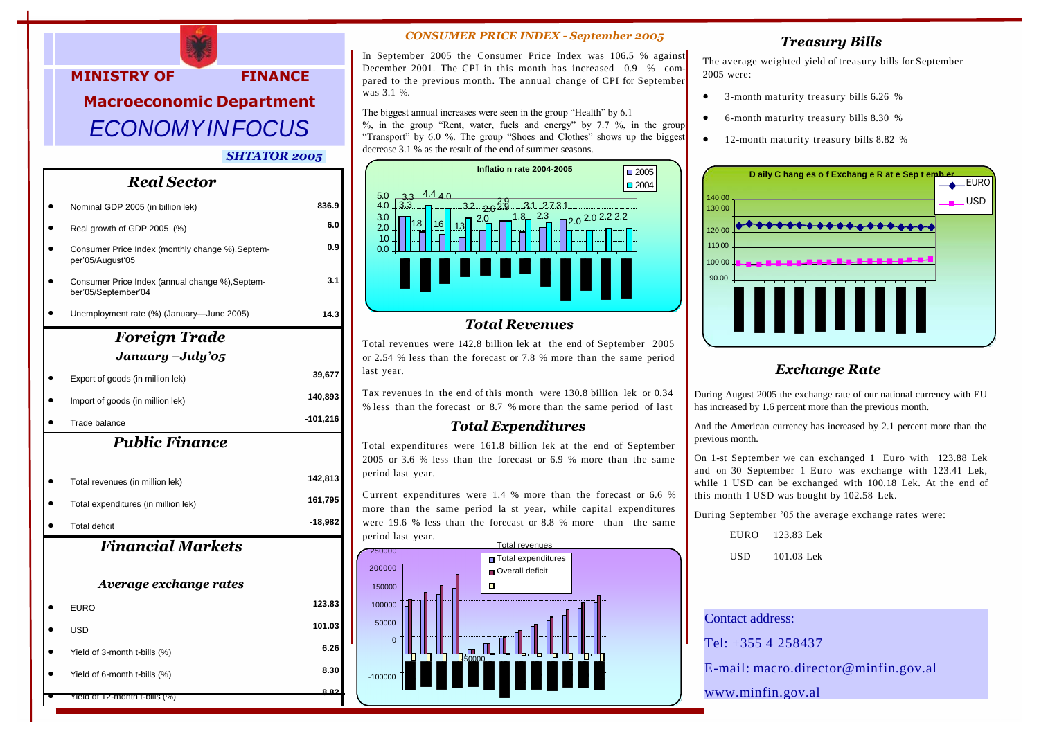# MINISTRY OF FINANCE

## Macroeconomic Department

## *ECONOMY IN FOCUS*

***SHTATOR 2005***

## *Real Sector*

| | |
|---|---|
| Nominal GDP 2005 (in billion lek) | 836.9 |
| Real growth of GDP 2005 (%) | 6.0 |
| Consumer Price Index (monthly change %),September'05/August'05 | 0.9 |
| Consumer Price Index (annual change %),September'05/September'04 | 3.1 |
| Unemployment rate (%) (January—June 2005) | 14.3 |

## *Foreign Trade*

### *January –July'05*

| | |
|---|---|
| Export of goods (in million lek) | 39,677 |
| Import of goods (in million lek) | 140,893 |
| Trade balance | -101,216 |

## *Public Finance*

| | |
|---|---|
| Total revenues (in million lek) | 142,813 |
| Total expenditures (in million lek) | 161,795 |
| Total deficit | -18,982 |

## *Financial Markets*

### *Average exchange rates*

| | |
|---|---|
| EURO | 123.83 |
| USD | 101.03 |
| Yield of 3-month t-bills (%) | 6.26 |
| Yield of 6-month t-bills (%) | 8.30 |
| Yield of 12-month t-bills (%) | 8.82 |

## *CONSUMER PRICE INDEX - September 2005*

In September 2005 the Consumer Price Index was 106.5 % against December 2001. The CPI in this month has increased 0.9 % compared to the previous month. The annual change of CPI for September was 3.1 %.

The biggest annual increases were seen in the group "Health" by 6.1 %, in the group "Rent, water, fuels and energy" by 7.7 %, in the group "Transport" by 6.0 %. The group "Shoes and Clothes" shows up the biggest decrease 3.1 % as the result of the end of summer seasons.

Inflatio n rate 2004-2005

2005
2004

5.0
4.0
3.0
2.0
1.0
0.0

3.3 3.3 1.8 4.4 1.6 4.0 1.3 3.2 2.0 2.6 2.9 2.9 1.8 3.1 2.3 2.7 3.1 2.0 2.0 2.2 2.2

## *Total Revenues*

Total revenues were 142.8 billion lek at the end of September 2005 or 2.54 % less than the forecast or 7.8 % more than the same period last year.

Tax revenues in the end of this month were 130.8 billion lek or 0.34 % less than the forecast or 8.7 % more than the same period of last

## *Total Expenditures*

Total expenditures were 161.8 billion lek at the end of September 2005 or 3.6 % less than the forecast or 6.9 % more than the same period last year.

Current expenditures were 1.4 % more than the forecast or 6.6 % more than the same period la st year, while capital expenditures were 19.6 % less than the forecast or 8.8 % more than the same period last year.

Total revenues
Total expenditures
Overall deficit

250000
200000
150000
100000
50000
0
-50000
-100000

## *Treasury Bills*

The average weighted yield of treasury bills for September 2005 were:

- 3-month maturity treasury bills 6.26 %
- 6-month maturity treasury bills 8.30 %
- 12-month maturity treasury bills 8.82 %

D aily C hang es o f Exchang e R at e Sep t emb er

EURO
USD

140.00
130.00
120.00
110.00
100.00
90.00

## *Exchange Rate*

During August 2005 the exchange rate of our national currency with EU has increased by 1.6 percent more than the previous month.

And the American currency has increased by 2.1 percent more than the previous month.

On 1-st September we can exchanged 1 Euro with 123.88 Lek and on 30 September 1 Euro was exchange with 123.41 Lek, while 1 USD can be exchanged with 100.18 Lek. At the end of this month 1 USD was bought by 102.58 Lek.

During September '05 the average exchange rates were:

EURO 123.83 Lek

USD 101.03 Lek

Contact address:

Tel: +355 4 258437

E-mail: macro.director@minfin.gov.al

www.minfin.gov.al